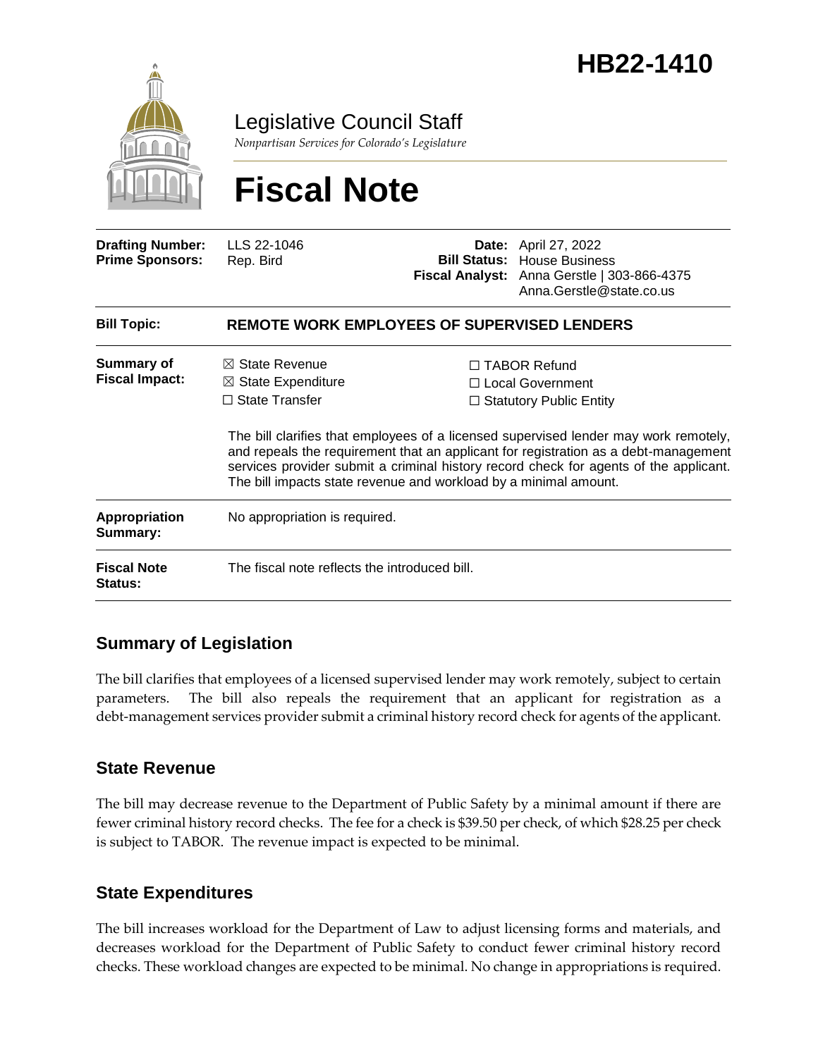# HB22-1410

Legislative Council Staff

*Nonpartisan Services for Colorado's Legislature*

# Fiscal Note

| | | | |
|---|---|---|---|
| **Drafting Number:** | LLS 22-1046 | **Date:** | April 27, 2022 |
| **Prime Sponsors:** | Rep. Bird | **Bill Status:** | House Business |
| | | **Fiscal Analyst:** | Anna Gerstle \| 303-866-4375<br>Anna.Gerstle@state.co.us |

| | |
|---|---|
| **Bill Topic:** | **REMOTE WORK EMPLOYEES OF SUPERVISED LENDERS** |
| **Summary of Fiscal Impact:** | ☒ State Revenue ☒ State Expenditure ☐ State Transfer ☐ TABOR Refund ☐ Local Government ☐ Statutory Public Entity<br><br>The bill clarifies that employees of a licensed supervised lender may work remotely, and repeals the requirement that an applicant for registration as a debt-management services provider submit a criminal history record check for agents of the applicant. The bill impacts state revenue and workload by a minimal amount. |
| **Appropriation Summary:** | No appropriation is required. |
| **Fiscal Note Status:** | The fiscal note reflects the introduced bill. |

## Summary of Legislation

The bill clarifies that employees of a licensed supervised lender may work remotely, subject to certain parameters. The bill also repeals the requirement that an applicant for registration as a debt-management services provider submit a criminal history record check for agents of the applicant.

## State Revenue

The bill may decrease revenue to the Department of Public Safety by a minimal amount if there are fewer criminal history record checks. The fee for a check is $39.50 per check, of which $28.25 per check is subject to TABOR. The revenue impact is expected to be minimal.

## State Expenditures

The bill increases workload for the Department of Law to adjust licensing forms and materials, and decreases workload for the Department of Public Safety to conduct fewer criminal history record checks. These workload changes are expected to be minimal. No change in appropriations is required.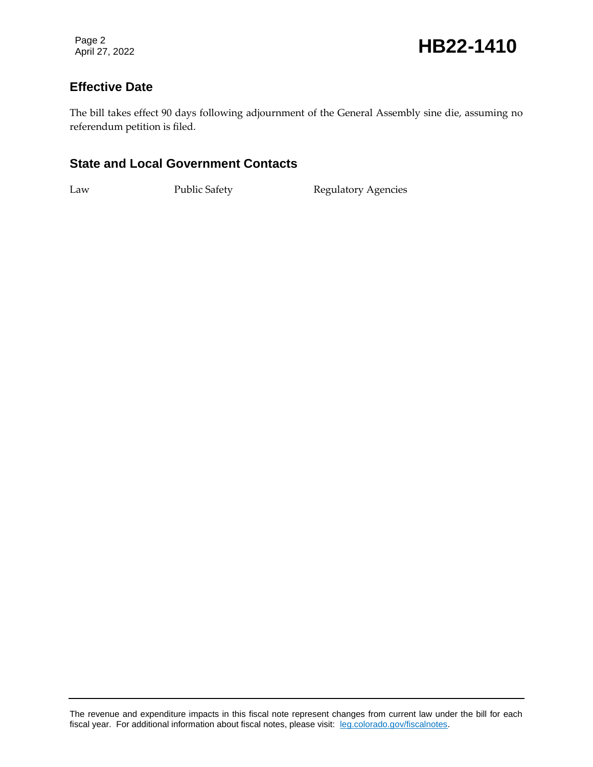## Effective Date

The bill takes effect 90 days following adjournment of the General Assembly sine die, assuming no referendum petition is filed.

## State and Local Government Contacts

| | | |
|---|---|---|
| Law | Public Safety | Regulatory Agencies |

The revenue and expenditure impacts in this fiscal note represent changes from current law under the bill for each fiscal year. For additional information about fiscal notes, please visit: leg.colorado.gov/fiscalnotes.